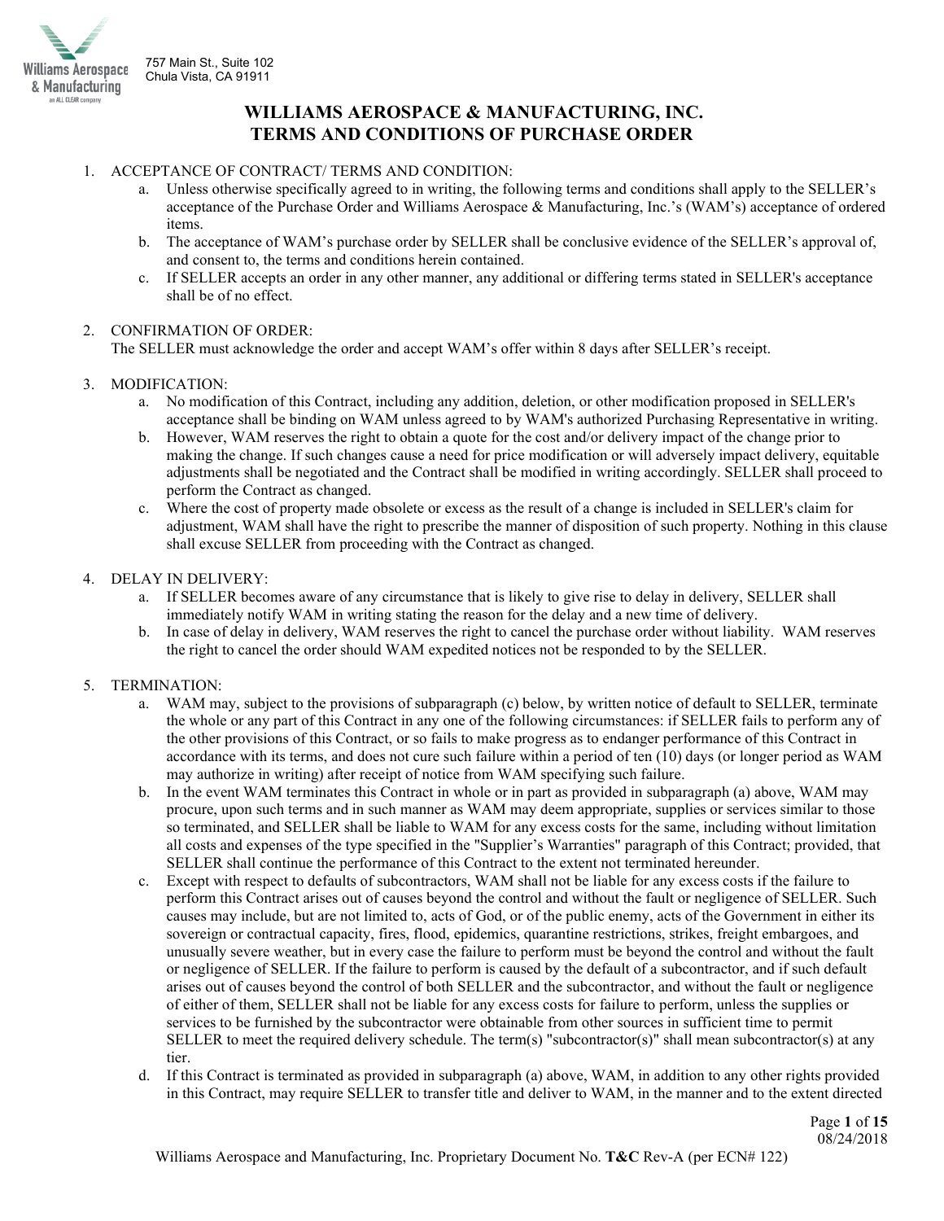757 Main St., Suite 102
Chula Vista, CA 91911

# WILLIAMS AEROSPACE & MANUFACTURING, INC.
# TERMS AND CONDITIONS OF PURCHASE ORDER

1. ACCEPTANCE OF CONTRACT/ TERMS AND CONDITION:
   a. Unless otherwise specifically agreed to in writing, the following terms and conditions shall apply to the SELLER's acceptance of the Purchase Order and Williams Aerospace & Manufacturing, Inc.'s (WAM's) acceptance of ordered items.
   b. The acceptance of WAM's purchase order by SELLER shall be conclusive evidence of the SELLER's approval of, and consent to, the terms and conditions herein contained.
   c. If SELLER accepts an order in any other manner, any additional or differing terms stated in SELLER's acceptance shall be of no effect.

2. CONFIRMATION OF ORDER:
   The SELLER must acknowledge the order and accept WAM's offer within 8 days after SELLER's receipt.

3. MODIFICATION:
   a. No modification of this Contract, including any addition, deletion, or other modification proposed in SELLER's acceptance shall be binding on WAM unless agreed to by WAM's authorized Purchasing Representative in writing.
   b. However, WAM reserves the right to obtain a quote for the cost and/or delivery impact of the change prior to making the change. If such changes cause a need for price modification or will adversely impact delivery, equitable adjustments shall be negotiated and the Contract shall be modified in writing accordingly. SELLER shall proceed to perform the Contract as changed.
   c. Where the cost of property made obsolete or excess as the result of a change is included in SELLER's claim for adjustment, WAM shall have the right to prescribe the manner of disposition of such property. Nothing in this clause shall excuse SELLER from proceeding with the Contract as changed.

4. DELAY IN DELIVERY:
   a. If SELLER becomes aware of any circumstance that is likely to give rise to delay in delivery, SELLER shall immediately notify WAM in writing stating the reason for the delay and a new time of delivery.
   b. In case of delay in delivery, WAM reserves the right to cancel the purchase order without liability. WAM reserves the right to cancel the order should WAM expedited notices not be responded to by the SELLER.

5. TERMINATION:
   a. WAM may, subject to the provisions of subparagraph (c) below, by written notice of default to SELLER, terminate the whole or any part of this Contract in any one of the following circumstances: if SELLER fails to perform any of the other provisions of this Contract, or so fails to make progress as to endanger performance of this Contract in accordance with its terms, and does not cure such failure within a period of ten (10) days (or longer period as WAM may authorize in writing) after receipt of notice from WAM specifying such failure.
   b. In the event WAM terminates this Contract in whole or in part as provided in subparagraph (a) above, WAM may procure, upon such terms and in such manner as WAM may deem appropriate, supplies or services similar to those so terminated, and SELLER shall be liable to WAM for any excess costs for the same, including without limitation all costs and expenses of the type specified in the "Supplier's Warranties" paragraph of this Contract; provided, that SELLER shall continue the performance of this Contract to the extent not terminated hereunder.
   c. Except with respect to defaults of subcontractors, WAM shall not be liable for any excess costs if the failure to perform this Contract arises out of causes beyond the control and without the fault or negligence of SELLER. Such causes may include, but are not limited to, acts of God, or of the public enemy, acts of the Government in either its sovereign or contractual capacity, fires, flood, epidemics, quarantine restrictions, strikes, freight embargoes, and unusually severe weather, but in every case the failure to perform must be beyond the control and without the fault or negligence of SELLER. If the failure to perform is caused by the default of a subcontractor, and if such default arises out of causes beyond the control of both SELLER and the subcontractor, and without the fault or negligence of either of them, SELLER shall not be liable for any excess costs for failure to perform, unless the supplies or services to be furnished by the subcontractor were obtainable from other sources in sufficient time to permit SELLER to meet the required delivery schedule. The term(s) "subcontractor(s)" shall mean subcontractor(s) at any tier.
   d. If this Contract is terminated as provided in subparagraph (a) above, WAM, in addition to any other rights provided in this Contract, may require SELLER to transfer title and deliver to WAM, in the manner and to the extent directed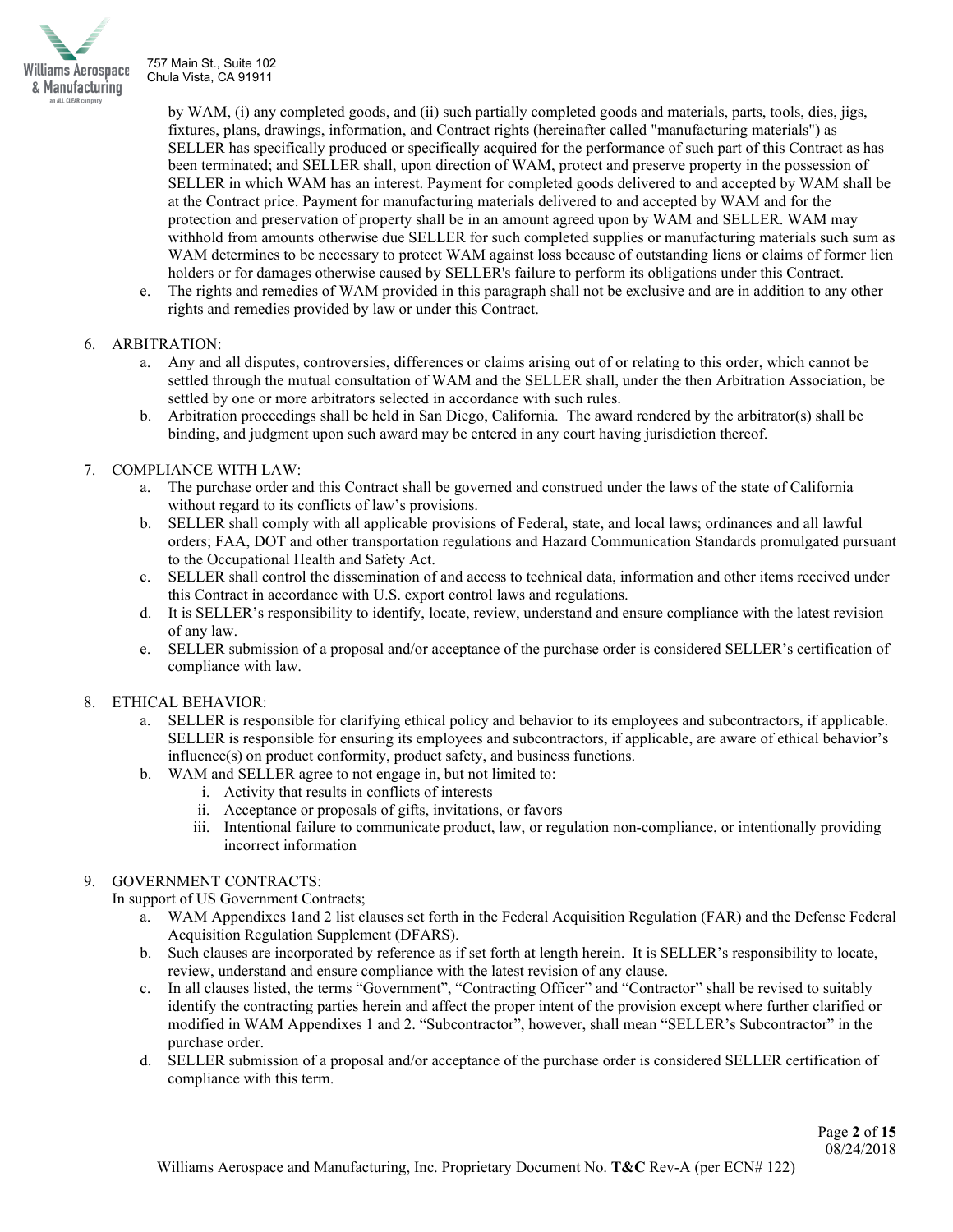by WAM, (i) any completed goods, and (ii) such partially completed goods and materials, parts, tools, dies, jigs, fixtures, plans, drawings, information, and Contract rights (hereinafter called "manufacturing materials") as SELLER has specifically produced or specifically acquired for the performance of such part of this Contract as has been terminated; and SELLER shall, upon direction of WAM, protect and preserve property in the possession of SELLER in which WAM has an interest. Payment for completed goods delivered to and accepted by WAM shall be at the Contract price. Payment for manufacturing materials delivered to and accepted by WAM and for the protection and preservation of property shall be in an amount agreed upon by WAM and SELLER. WAM may withhold from amounts otherwise due SELLER for such completed supplies or manufacturing materials such sum as WAM determines to be necessary to protect WAM against loss because of outstanding liens or claims of former lien holders or for damages otherwise caused by SELLER's failure to perform its obligations under this Contract.

e. The rights and remedies of WAM provided in this paragraph shall not be exclusive and are in addition to any other rights and remedies provided by law or under this Contract.

6. ARBITRATION:
   a. Any and all disputes, controversies, differences or claims arising out of or relating to this order, which cannot be settled through the mutual consultation of WAM and the SELLER shall, under the then Arbitration Association, be settled by one or more arbitrators selected in accordance with such rules.
   b. Arbitration proceedings shall be held in San Diego, California. The award rendered by the arbitrator(s) shall be binding, and judgment upon such award may be entered in any court having jurisdiction thereof.

7. COMPLIANCE WITH LAW:
   a. The purchase order and this Contract shall be governed and construed under the laws of the state of California without regard to its conflicts of law's provisions.
   b. SELLER shall comply with all applicable provisions of Federal, state, and local laws; ordinances and all lawful orders; FAA, DOT and other transportation regulations and Hazard Communication Standards promulgated pursuant to the Occupational Health and Safety Act.
   c. SELLER shall control the dissemination of and access to technical data, information and other items received under this Contract in accordance with U.S. export control laws and regulations.
   d. It is SELLER's responsibility to identify, locate, review, understand and ensure compliance with the latest revision of any law.
   e. SELLER submission of a proposal and/or acceptance of the purchase order is considered SELLER's certification of compliance with law.

8. ETHICAL BEHAVIOR:
   a. SELLER is responsible for clarifying ethical policy and behavior to its employees and subcontractors, if applicable. SELLER is responsible for ensuring its employees and subcontractors, if applicable, are aware of ethical behavior's influence(s) on product conformity, product safety, and business functions.
   b. WAM and SELLER agree to not engage in, but not limited to:
      i. Activity that results in conflicts of interests
      ii. Acceptance or proposals of gifts, invitations, or favors
      iii. Intentional failure to communicate product, law, or regulation non-compliance, or intentionally providing incorrect information

9. GOVERNMENT CONTRACTS:

   In support of US Government Contracts;
   a. WAM Appendixes 1and 2 list clauses set forth in the Federal Acquisition Regulation (FAR) and the Defense Federal Acquisition Regulation Supplement (DFARS).
   b. Such clauses are incorporated by reference as if set forth at length herein. It is SELLER's responsibility to locate, review, understand and ensure compliance with the latest revision of any clause.
   c. In all clauses listed, the terms "Government", "Contracting Officer" and "Contractor" shall be revised to suitably identify the contracting parties herein and affect the proper intent of the provision except where further clarified or modified in WAM Appendixes 1 and 2. "Subcontractor", however, shall mean "SELLER's Subcontractor" in the purchase order.
   d. SELLER submission of a proposal and/or acceptance of the purchase order is considered SELLER certification of compliance with this term.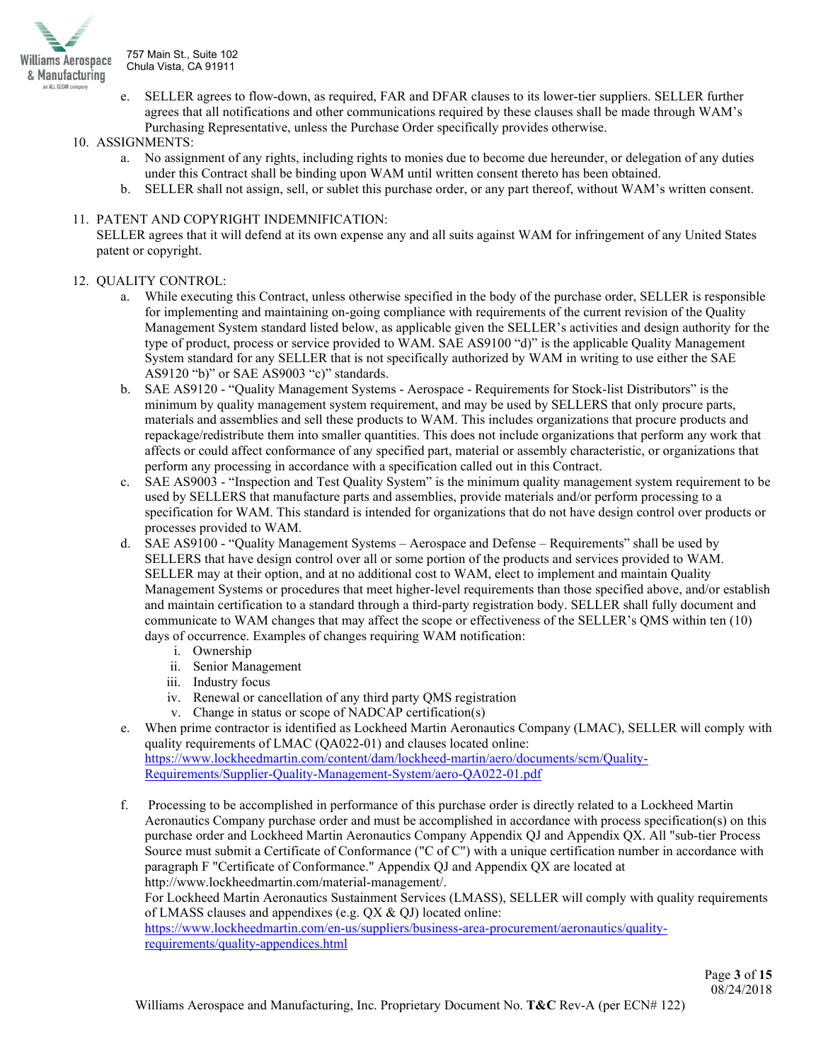e. SELLER agrees to flow-down, as required, FAR and DFAR clauses to its lower-tier suppliers. SELLER further agrees that all notifications and other communications required by these clauses shall be made through WAM's Purchasing Representative, unless the Purchase Order specifically provides otherwise.

10. ASSIGNMENTS:
    a. No assignment of any rights, including rights to monies due to become due hereunder, or delegation of any duties under this Contract shall be binding upon WAM until written consent thereto has been obtained.
    b. SELLER shall not assign, sell, or sublet this purchase order, or any part thereof, without WAM's written consent.

11. PATENT AND COPYRIGHT INDEMNIFICATION:
    SELLER agrees that it will defend at its own expense any and all suits against WAM for infringement of any United States patent or copyright.

12. QUALITY CONTROL:
    a. While executing this Contract, unless otherwise specified in the body of the purchase order, SELLER is responsible for implementing and maintaining on-going compliance with requirements of the current revision of the Quality Management System standard listed below, as applicable given the SELLER's activities and design authority for the type of product, process or service provided to WAM. SAE AS9100 "d)" is the applicable Quality Management System standard for any SELLER that is not specifically authorized by WAM in writing to use either the SAE AS9120 "b)" or SAE AS9003 "c)" standards.
    b. SAE AS9120 - "Quality Management Systems - Aerospace - Requirements for Stock-list Distributors" is the minimum by quality management system requirement, and may be used by SELLERS that only procure parts, materials and assemblies and sell these products to WAM. This includes organizations that procure products and repackage/redistribute them into smaller quantities. This does not include organizations that perform any work that affects or could affect conformance of any specified part, material or assembly characteristic, or organizations that perform any processing in accordance with a specification called out in this Contract.
    c. SAE AS9003 - "Inspection and Test Quality System" is the minimum quality management system requirement to be used by SELLERS that manufacture parts and assemblies, provide materials and/or perform processing to a specification for WAM. This standard is intended for organizations that do not have design control over products or processes provided to WAM.
    d. SAE AS9100 - "Quality Management Systems – Aerospace and Defense – Requirements" shall be used by SELLERS that have design control over all or some portion of the products and services provided to WAM. SELLER may at their option, and at no additional cost to WAM, elect to implement and maintain Quality Management Systems or procedures that meet higher-level requirements than those specified above, and/or establish and maintain certification to a standard through a third-party registration body. SELLER shall fully document and communicate to WAM changes that may affect the scope or effectiveness of the SELLER's QMS within ten (10) days of occurrence. Examples of changes requiring WAM notification:
        i. Ownership
        ii. Senior Management
        iii. Industry focus
        iv. Renewal or cancellation of any third party QMS registration
        v. Change in status or scope of NADCAP certification(s)
    e. When prime contractor is identified as Lockheed Martin Aeronautics Company (LMAC), SELLER will comply with quality requirements of LMAC (QA022-01) and clauses located online: https://www.lockheedmartin.com/content/dam/lockheed-martin/aero/documents/scm/Quality-Requirements/Supplier-Quality-Management-System/aero-QA022-01.pdf
    f. Processing to be accomplished in performance of this purchase order is directly related to a Lockheed Martin Aeronautics Company purchase order and must be accomplished in accordance with process specification(s) on this purchase order and Lockheed Martin Aeronautics Company Appendix QJ and Appendix QX. All "sub-tier Process Source must submit a Certificate of Conformance ("C of C") with a unique certification number in accordance with paragraph F "Certificate of Conformance." Appendix QJ and Appendix QX are located at http://www.lockheedmartin.com/material-management/.
       For Lockheed Martin Aeronautics Sustainment Services (LMASS), SELLER will comply with quality requirements of LMASS clauses and appendixes (e.g. QX & QJ) located online: https://www.lockheedmartin.com/en-us/suppliers/business-area-procurement/aeronautics/quality-requirements/quality-appendices.html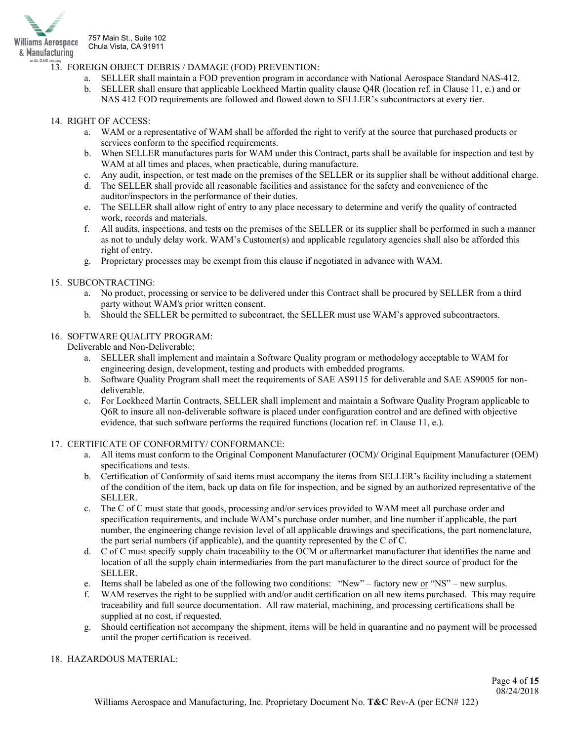13. FOREIGN OBJECT DEBRIS / DAMAGE (FOD) PREVENTION:
    a. SELLER shall maintain a FOD prevention program in accordance with National Aerospace Standard NAS-412.
    b. SELLER shall ensure that applicable Lockheed Martin quality clause Q4R (location ref. in Clause 11, e.) and or NAS 412 FOD requirements are followed and flowed down to SELLER's subcontractors at every tier.

14. RIGHT OF ACCESS:
    a. WAM or a representative of WAM shall be afforded the right to verify at the source that purchased products or services conform to the specified requirements.
    b. When SELLER manufactures parts for WAM under this Contract, parts shall be available for inspection and test by WAM at all times and places, when practicable, during manufacture.
    c. Any audit, inspection, or test made on the premises of the SELLER or its supplier shall be without additional charge.
    d. The SELLER shall provide all reasonable facilities and assistance for the safety and convenience of the auditor/inspectors in the performance of their duties.
    e. The SELLER shall allow right of entry to any place necessary to determine and verify the quality of contracted work, records and materials.
    f. All audits, inspections, and tests on the premises of the SELLER or its supplier shall be performed in such a manner as not to unduly delay work. WAM's Customer(s) and applicable regulatory agencies shall also be afforded this right of entry.
    g. Proprietary processes may be exempt from this clause if negotiated in advance with WAM.

15. SUBCONTRACTING:
    a. No product, processing or service to be delivered under this Contract shall be procured by SELLER from a third party without WAM's prior written consent.
    b. Should the SELLER be permitted to subcontract, the SELLER must use WAM's approved subcontractors.

16. SOFTWARE QUALITY PROGRAM:
    Deliverable and Non-Deliverable;
    a. SELLER shall implement and maintain a Software Quality program or methodology acceptable to WAM for engineering design, development, testing and products with embedded programs.
    b. Software Quality Program shall meet the requirements of SAE AS9115 for deliverable and SAE AS9005 for non-deliverable.
    c. For Lockheed Martin Contracts, SELLER shall implement and maintain a Software Quality Program applicable to Q6R to insure all non-deliverable software is placed under configuration control and are defined with objective evidence, that such software performs the required functions (location ref. in Clause 11, e.).

17. CERTIFICATE OF CONFORMITY/ CONFORMANCE:
    a. All items must conform to the Original Component Manufacturer (OCM)/ Original Equipment Manufacturer (OEM) specifications and tests.
    b. Certification of Conformity of said items must accompany the items from SELLER's facility including a statement of the condition of the item, back up data on file for inspection, and be signed by an authorized representative of the SELLER.
    c. The C of C must state that goods, processing and/or services provided to WAM meet all purchase order and specification requirements, and include WAM's purchase order number, and line number if applicable, the part number, the engineering change revision level of all applicable drawings and specifications, the part nomenclature, the part serial numbers (if applicable), and the quantity represented by the C of C.
    d. C of C must specify supply chain traceability to the OCM or aftermarket manufacturer that identifies the name and location of all the supply chain intermediaries from the part manufacturer to the direct source of product for the SELLER.
    e. Items shall be labeled as one of the following two conditions: "New" – factory new <u>or</u> "NS" – new surplus.
    f. WAM reserves the right to be supplied with and/or audit certification on all new items purchased. This may require traceability and full source documentation. All raw material, machining, and processing certifications shall be supplied at no cost, if requested.
    g. Should certification not accompany the shipment, items will be held in quarantine and no payment will be processed until the proper certification is received.

18. HAZARDOUS MATERIAL: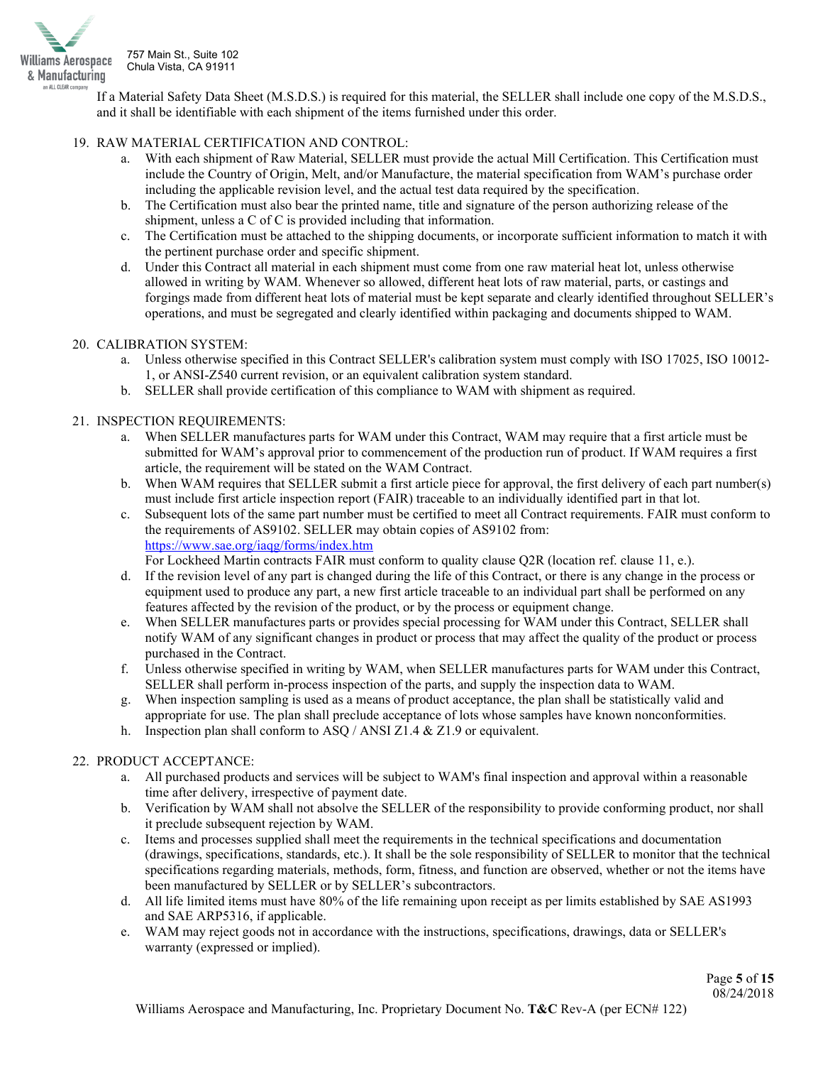If a Material Safety Data Sheet (M.S.D.S.) is required for this material, the SELLER shall include one copy of the M.S.D.S., and it shall be identifiable with each shipment of the items furnished under this order.

19. RAW MATERIAL CERTIFICATION AND CONTROL:
    a. With each shipment of Raw Material, SELLER must provide the actual Mill Certification. This Certification must include the Country of Origin, Melt, and/or Manufacture, the material specification from WAM's purchase order including the applicable revision level, and the actual test data required by the specification.
    b. The Certification must also bear the printed name, title and signature of the person authorizing release of the shipment, unless a C of C is provided including that information.
    c. The Certification must be attached to the shipping documents, or incorporate sufficient information to match it with the pertinent purchase order and specific shipment.
    d. Under this Contract all material in each shipment must come from one raw material heat lot, unless otherwise allowed in writing by WAM. Whenever so allowed, different heat lots of raw material, parts, or castings and forgings made from different heat lots of material must be kept separate and clearly identified throughout SELLER's operations, and must be segregated and clearly identified within packaging and documents shipped to WAM.

20. CALIBRATION SYSTEM:
    a. Unless otherwise specified in this Contract SELLER's calibration system must comply with ISO 17025, ISO 10012-1, or ANSI-Z540 current revision, or an equivalent calibration system standard.
    b. SELLER shall provide certification of this compliance to WAM with shipment as required.

21. INSPECTION REQUIREMENTS:
    a. When SELLER manufactures parts for WAM under this Contract, WAM may require that a first article must be submitted for WAM's approval prior to commencement of the production run of product. If WAM requires a first article, the requirement will be stated on the WAM Contract.
    b. When WAM requires that SELLER submit a first article piece for approval, the first delivery of each part number(s) must include first article inspection report (FAIR) traceable to an individually identified part in that lot.
    c. Subsequent lots of the same part number must be certified to meet all Contract requirements. FAIR must conform to the requirements of AS9102. SELLER may obtain copies of AS9102 from: https://www.sae.org/iaqg/forms/index.htm
       For Lockheed Martin contracts FAIR must conform to quality clause Q2R (location ref. clause 11, e.).
    d. If the revision level of any part is changed during the life of this Contract, or there is any change in the process or equipment used to produce any part, a new first article traceable to an individual part shall be performed on any features affected by the revision of the product, or by the process or equipment change.
    e. When SELLER manufactures parts or provides special processing for WAM under this Contract, SELLER shall notify WAM of any significant changes in product or process that may affect the quality of the product or process purchased in the Contract.
    f. Unless otherwise specified in writing by WAM, when SELLER manufactures parts for WAM under this Contract, SELLER shall perform in-process inspection of the parts, and supply the inspection data to WAM.
    g. When inspection sampling is used as a means of product acceptance, the plan shall be statistically valid and appropriate for use. The plan shall preclude acceptance of lots whose samples have known nonconformities.
    h. Inspection plan shall conform to ASQ / ANSI Z1.4 & Z1.9 or equivalent.

22. PRODUCT ACCEPTANCE:
    a. All purchased products and services will be subject to WAM's final inspection and approval within a reasonable time after delivery, irrespective of payment date.
    b. Verification by WAM shall not absolve the SELLER of the responsibility to provide conforming product, nor shall it preclude subsequent rejection by WAM.
    c. Items and processes supplied shall meet the requirements in the technical specifications and documentation (drawings, specifications, standards, etc.). It shall be the sole responsibility of SELLER to monitor that the technical specifications regarding materials, methods, form, fitness, and function are observed, whether or not the items have been manufactured by SELLER or by SELLER's subcontractors.
    d. All life limited items must have 80% of the life remaining upon receipt as per limits established by SAE AS1993 and SAE ARP5316, if applicable.
    e. WAM may reject goods not in accordance with the instructions, specifications, drawings, data or SELLER's warranty (expressed or implied).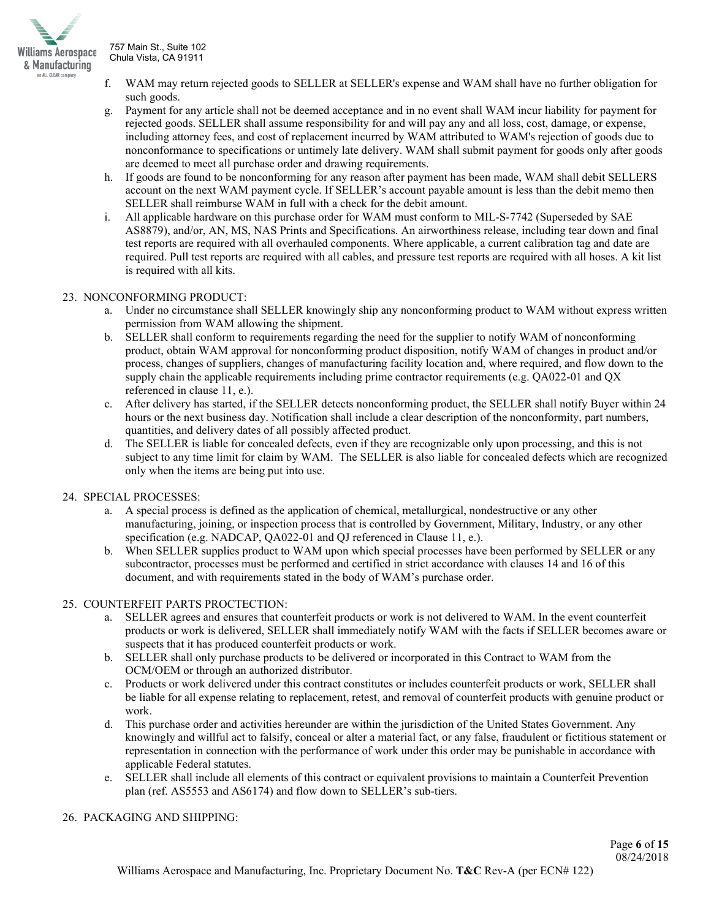f. WAM may return rejected goods to SELLER at SELLER's expense and WAM shall have no further obligation for such goods.

g. Payment for any article shall not be deemed acceptance and in no event shall WAM incur liability for payment for rejected goods. SELLER shall assume responsibility for and will pay any and all loss, cost, damage, or expense, including attorney fees, and cost of replacement incurred by WAM attributed to WAM's rejection of goods due to nonconformance to specifications or untimely late delivery. WAM shall submit payment for goods only after goods are deemed to meet all purchase order and drawing requirements.

h. If goods are found to be nonconforming for any reason after payment has been made, WAM shall debit SELLERS account on the next WAM payment cycle. If SELLER's account payable amount is less than the debit memo then SELLER shall reimburse WAM in full with a check for the debit amount.

i. All applicable hardware on this purchase order for WAM must conform to MIL-S-7742 (Superseded by SAE AS8879), and/or, AN, MS, NAS Prints and Specifications. An airworthiness release, including tear down and final test reports are required with all overhauled components. Where applicable, a current calibration tag and date are required. Pull test reports are required with all cables, and pressure test reports are required with all hoses. A kit list is required with all kits.

23. NONCONFORMING PRODUCT:

a. Under no circumstance shall SELLER knowingly ship any nonconforming product to WAM without express written permission from WAM allowing the shipment.

b. SELLER shall conform to requirements regarding the need for the supplier to notify WAM of nonconforming product, obtain WAM approval for nonconforming product disposition, notify WAM of changes in product and/or process, changes of suppliers, changes of manufacturing facility location and, where required, and flow down to the supply chain the applicable requirements including prime contractor requirements (e.g. QA022-01 and QX referenced in clause 11, e.).

c. After delivery has started, if the SELLER detects nonconforming product, the SELLER shall notify Buyer within 24 hours or the next business day. Notification shall include a clear description of the nonconformity, part numbers, quantities, and delivery dates of all possibly affected product.

d. The SELLER is liable for concealed defects, even if they are recognizable only upon processing, and this is not subject to any time limit for claim by WAM. The SELLER is also liable for concealed defects which are recognized only when the items are being put into use.

24. SPECIAL PROCESSES:

a. A special process is defined as the application of chemical, metallurgical, nondestructive or any other manufacturing, joining, or inspection process that is controlled by Government, Military, Industry, or any other specification (e.g. NADCAP, QA022-01 and QJ referenced in Clause 11, e.).

b. When SELLER supplies product to WAM upon which special processes have been performed by SELLER or any subcontractor, processes must be performed and certified in strict accordance with clauses 14 and 16 of this document, and with requirements stated in the body of WAM's purchase order.

25. COUNTERFEIT PARTS PROCTECTION:

a. SELLER agrees and ensures that counterfeit products or work is not delivered to WAM. In the event counterfeit products or work is delivered, SELLER shall immediately notify WAM with the facts if SELLER becomes aware or suspects that it has produced counterfeit products or work.

b. SELLER shall only purchase products to be delivered or incorporated in this Contract to WAM from the OCM/OEM or through an authorized distributor.

c. Products or work delivered under this contract constitutes or includes counterfeit products or work, SELLER shall be liable for all expense relating to replacement, retest, and removal of counterfeit products with genuine product or work.

d. This purchase order and activities hereunder are within the jurisdiction of the United States Government. Any knowingly and willful act to falsify, conceal or alter a material fact, or any false, fraudulent or fictitious statement or representation in connection with the performance of work under this order may be punishable in accordance with applicable Federal statutes.

e. SELLER shall include all elements of this contract or equivalent provisions to maintain a Counterfeit Prevention plan (ref. AS5553 and AS6174) and flow down to SELLER's sub-tiers.

26. PACKAGING AND SHIPPING: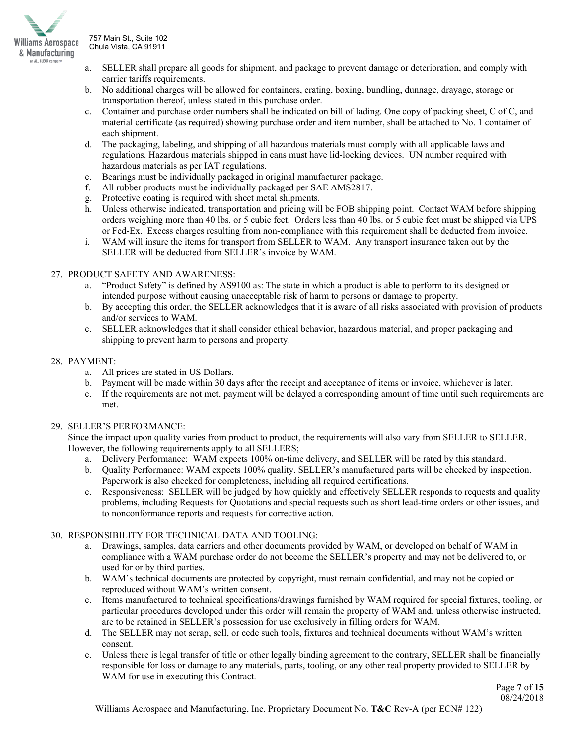a. SELLER shall prepare all goods for shipment, and package to prevent damage or deterioration, and comply with carrier tariffs requirements.
b. No additional charges will be allowed for containers, crating, boxing, bundling, dunnage, drayage, storage or transportation thereof, unless stated in this purchase order.
c. Container and purchase order numbers shall be indicated on bill of lading. One copy of packing sheet, C of C, and material certificate (as required) showing purchase order and item number, shall be attached to No. 1 container of each shipment.
d. The packaging, labeling, and shipping of all hazardous materials must comply with all applicable laws and regulations. Hazardous materials shipped in cans must have lid-locking devices. UN number required with hazardous materials as per IAT regulations.
e. Bearings must be individually packaged in original manufacturer package.
f. All rubber products must be individually packaged per SAE AMS2817.
g. Protective coating is required with sheet metal shipments.
h. Unless otherwise indicated, transportation and pricing will be FOB shipping point. Contact WAM before shipping orders weighing more than 40 lbs. or 5 cubic feet. Orders less than 40 lbs. or 5 cubic feet must be shipped via UPS or Fed-Ex. Excess charges resulting from non-compliance with this requirement shall be deducted from invoice.
i. WAM will insure the items for transport from SELLER to WAM. Any transport insurance taken out by the SELLER will be deducted from SELLER's invoice by WAM.

27. PRODUCT SAFETY AND AWARENESS:
    a. "Product Safety" is defined by AS9100 as: The state in which a product is able to perform to its designed or intended purpose without causing unacceptable risk of harm to persons or damage to property.
    b. By accepting this order, the SELLER acknowledges that it is aware of all risks associated with provision of products and/or services to WAM.
    c. SELLER acknowledges that it shall consider ethical behavior, hazardous material, and proper packaging and shipping to prevent harm to persons and property.

28. PAYMENT:
    a. All prices are stated in US Dollars.
    b. Payment will be made within 30 days after the receipt and acceptance of items or invoice, whichever is later.
    c. If the requirements are not met, payment will be delayed a corresponding amount of time until such requirements are met.

29. SELLER'S PERFORMANCE:

    Since the impact upon quality varies from product to product, the requirements will also vary from SELLER to SELLER. However, the following requirements apply to all SELLERS;
    a. Delivery Performance: WAM expects 100% on-time delivery, and SELLER will be rated by this standard.
    b. Quality Performance: WAM expects 100% quality. SELLER's manufactured parts will be checked by inspection. Paperwork is also checked for completeness, including all required certifications.
    c. Responsiveness: SELLER will be judged by how quickly and effectively SELLER responds to requests and quality problems, including Requests for Quotations and special requests such as short lead-time orders or other issues, and to nonconformance reports and requests for corrective action.

30. RESPONSIBILITY FOR TECHNICAL DATA AND TOOLING:
    a. Drawings, samples, data carriers and other documents provided by WAM, or developed on behalf of WAM in compliance with a WAM purchase order do not become the SELLER's property and may not be delivered to, or used for or by third parties.
    b. WAM's technical documents are protected by copyright, must remain confidential, and may not be copied or reproduced without WAM's written consent.
    c. Items manufactured to technical specifications/drawings furnished by WAM required for special fixtures, tooling, or particular procedures developed under this order will remain the property of WAM and, unless otherwise instructed, are to be retained in SELLER's possession for use exclusively in filling orders for WAM.
    d. The SELLER may not scrap, sell, or cede such tools, fixtures and technical documents without WAM's written consent.
    e. Unless there is legal transfer of title or other legally binding agreement to the contrary, SELLER shall be financially responsible for loss or damage to any materials, parts, tooling, or any other real property provided to SELLER by WAM for use in executing this Contract.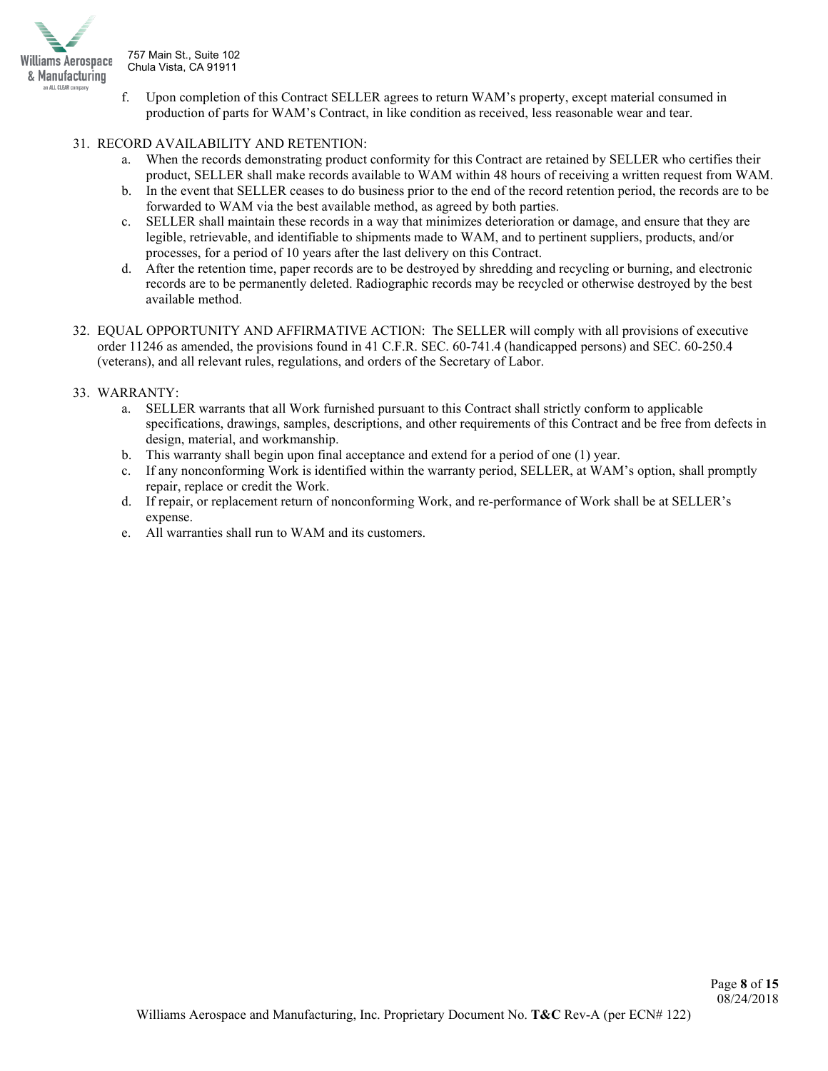f. Upon completion of this Contract SELLER agrees to return WAM's property, except material consumed in production of parts for WAM's Contract, in like condition as received, less reasonable wear and tear.

31. RECORD AVAILABILITY AND RETENTION:
    a. When the records demonstrating product conformity for this Contract are retained by SELLER who certifies their product, SELLER shall make records available to WAM within 48 hours of receiving a written request from WAM.
    b. In the event that SELLER ceases to do business prior to the end of the record retention period, the records are to be forwarded to WAM via the best available method, as agreed by both parties.
    c. SELLER shall maintain these records in a way that minimizes deterioration or damage, and ensure that they are legible, retrievable, and identifiable to shipments made to WAM, and to pertinent suppliers, products, and/or processes, for a period of 10 years after the last delivery on this Contract.
    d. After the retention time, paper records are to be destroyed by shredding and recycling or burning, and electronic records are to be permanently deleted. Radiographic records may be recycled or otherwise destroyed by the best available method.

32. EQUAL OPPORTUNITY AND AFFIRMATIVE ACTION: The SELLER will comply with all provisions of executive order 11246 as amended, the provisions found in 41 C.F.R. SEC. 60-741.4 (handicapped persons) and SEC. 60-250.4 (veterans), and all relevant rules, regulations, and orders of the Secretary of Labor.

33. WARRANTY:
    a. SELLER warrants that all Work furnished pursuant to this Contract shall strictly conform to applicable specifications, drawings, samples, descriptions, and other requirements of this Contract and be free from defects in design, material, and workmanship.
    b. This warranty shall begin upon final acceptance and extend for a period of one (1) year.
    c. If any nonconforming Work is identified within the warranty period, SELLER, at WAM's option, shall promptly repair, replace or credit the Work.
    d. If repair, or replacement return of nonconforming Work, and re-performance of Work shall be at SELLER's expense.
    e. All warranties shall run to WAM and its customers.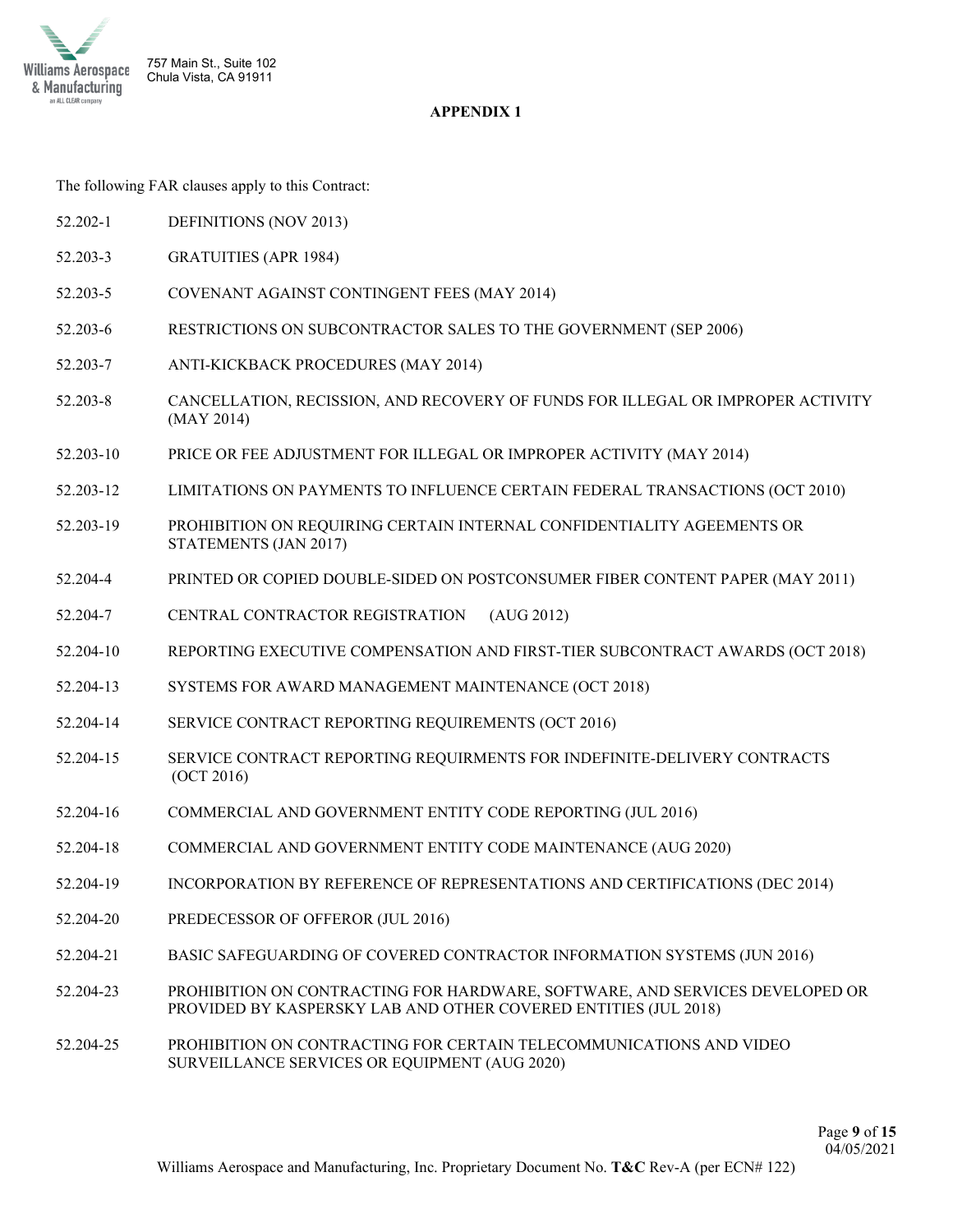# APPENDIX 1

The following FAR clauses apply to this Contract:

| | |
|---|---|
| 52.202-1 | DEFINITIONS (NOV 2013) |
| 52.203-3 | GRATUITIES (APR 1984) |
| 52.203-5 | COVENANT AGAINST CONTINGENT FEES (MAY 2014) |
| 52.203-6 | RESTRICTIONS ON SUBCONTRACTOR SALES TO THE GOVERNMENT (SEP 2006) |
| 52.203-7 | ANTI-KICKBACK PROCEDURES (MAY 2014) |
| 52.203-8 | CANCELLATION, RECISSION, AND RECOVERY OF FUNDS FOR ILLEGAL OR IMPROPER ACTIVITY (MAY 2014) |
| 52.203-10 | PRICE OR FEE ADJUSTMENT FOR ILLEGAL OR IMPROPER ACTIVITY (MAY 2014) |
| 52.203-12 | LIMITATIONS ON PAYMENTS TO INFLUENCE CERTAIN FEDERAL TRANSACTIONS (OCT 2010) |
| 52.203-19 | PROHIBITION ON REQUIRING CERTAIN INTERNAL CONFIDENTIALITY AGEEMENTS OR STATEMENTS (JAN 2017) |
| 52.204-4 | PRINTED OR COPIED DOUBLE-SIDED ON POSTCONSUMER FIBER CONTENT PAPER (MAY 2011) |
| 52.204-7 | CENTRAL CONTRACTOR REGISTRATION (AUG 2012) |
| 52.204-10 | REPORTING EXECUTIVE COMPENSATION AND FIRST-TIER SUBCONTRACT AWARDS (OCT 2018) |
| 52.204-13 | SYSTEMS FOR AWARD MANAGEMENT MAINTENANCE (OCT 2018) |
| 52.204-14 | SERVICE CONTRACT REPORTING REQUIREMENTS (OCT 2016) |
| 52.204-15 | SERVICE CONTRACT REPORTING REQUIRMENTS FOR INDEFINITE-DELIVERY CONTRACTS (OCT 2016) |
| 52.204-16 | COMMERCIAL AND GOVERNMENT ENTITY CODE REPORTING (JUL 2016) |
| 52.204-18 | COMMERCIAL AND GOVERNMENT ENTITY CODE MAINTENANCE (AUG 2020) |
| 52.204-19 | INCORPORATION BY REFERENCE OF REPRESENTATIONS AND CERTIFICATIONS (DEC 2014) |
| 52.204-20 | PREDECESSOR OF OFFEROR (JUL 2016) |
| 52.204-21 | BASIC SAFEGUARDING OF COVERED CONTRACTOR INFORMATION SYSTEMS (JUN 2016) |
| 52.204-23 | PROHIBITION ON CONTRACTING FOR HARDWARE, SOFTWARE, AND SERVICES DEVELOPED OR PROVIDED BY KASPERSKY LAB AND OTHER COVERED ENTITIES (JUL 2018) |
| 52.204-25 | PROHIBITION ON CONTRACTING FOR CERTAIN TELECOMMUNICATIONS AND VIDEO SURVEILLANCE SERVICES OR EQUIPMENT (AUG 2020) |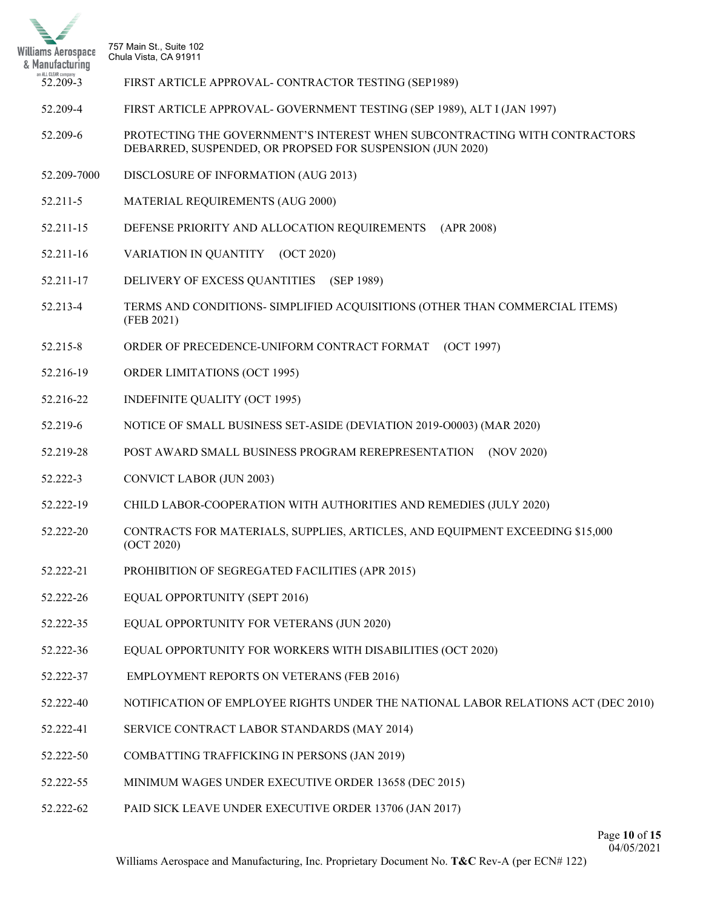| | |
|---|---|
| 52.209-3 | FIRST ARTICLE APPROVAL- CONTRACTOR TESTING (SEP1989) |
| 52.209-4 | FIRST ARTICLE APPROVAL- GOVERNMENT TESTING (SEP 1989), ALT I (JAN 1997) |
| 52.209-6 | PROTECTING THE GOVERNMENT'S INTEREST WHEN SUBCONTRACTING WITH CONTRACTORS DEBARRED, SUSPENDED, OR PROPSED FOR SUSPENSION (JUN 2020) |
| 52.209-7000 | DISCLOSURE OF INFORMATION (AUG 2013) |
| 52.211-5 | MATERIAL REQUIREMENTS (AUG 2000) |
| 52.211-15 | DEFENSE PRIORITY AND ALLOCATION REQUIREMENTS (APR 2008) |
| 52.211-16 | VARIATION IN QUANTITY (OCT 2020) |
| 52.211-17 | DELIVERY OF EXCESS QUANTITIES (SEP 1989) |
| 52.213-4 | TERMS AND CONDITIONS- SIMPLIFIED ACQUISITIONS (OTHER THAN COMMERCIAL ITEMS) (FEB 2021) |
| 52.215-8 | ORDER OF PRECEDENCE-UNIFORM CONTRACT FORMAT (OCT 1997) |
| 52.216-19 | ORDER LIMITATIONS (OCT 1995) |
| 52.216-22 | INDEFINITE QUALITY (OCT 1995) |
| 52.219-6 | NOTICE OF SMALL BUSINESS SET-ASIDE (DEVIATION 2019-O0003) (MAR 2020) |
| 52.219-28 | POST AWARD SMALL BUSINESS PROGRAM REREPRESENTATION (NOV 2020) |
| 52.222-3 | CONVICT LABOR (JUN 2003) |
| 52.222-19 | CHILD LABOR-COOPERATION WITH AUTHORITIES AND REMEDIES (JULY 2020) |
| 52.222-20 | CONTRACTS FOR MATERIALS, SUPPLIES, ARTICLES, AND EQUIPMENT EXCEEDING $15,000 (OCT 2020) |
| 52.222-21 | PROHIBITION OF SEGREGATED FACILITIES (APR 2015) |
| 52.222-26 | EQUAL OPPORTUNITY (SEPT 2016) |
| 52.222-35 | EQUAL OPPORTUNITY FOR VETERANS (JUN 2020) |
| 52.222-36 | EQUAL OPPORTUNITY FOR WORKERS WITH DISABILITIES (OCT 2020) |
| 52.222-37 | EMPLOYMENT REPORTS ON VETERANS (FEB 2016) |
| 52.222-40 | NOTIFICATION OF EMPLOYEE RIGHTS UNDER THE NATIONAL LABOR RELATIONS ACT (DEC 2010) |
| 52.222-41 | SERVICE CONTRACT LABOR STANDARDS (MAY 2014) |
| 52.222-50 | COMBATTING TRAFFICKING IN PERSONS (JAN 2019) |
| 52.222-55 | MINIMUM WAGES UNDER EXECUTIVE ORDER 13658 (DEC 2015) |
| 52.222-62 | PAID SICK LEAVE UNDER EXECUTIVE ORDER 13706 (JAN 2017) |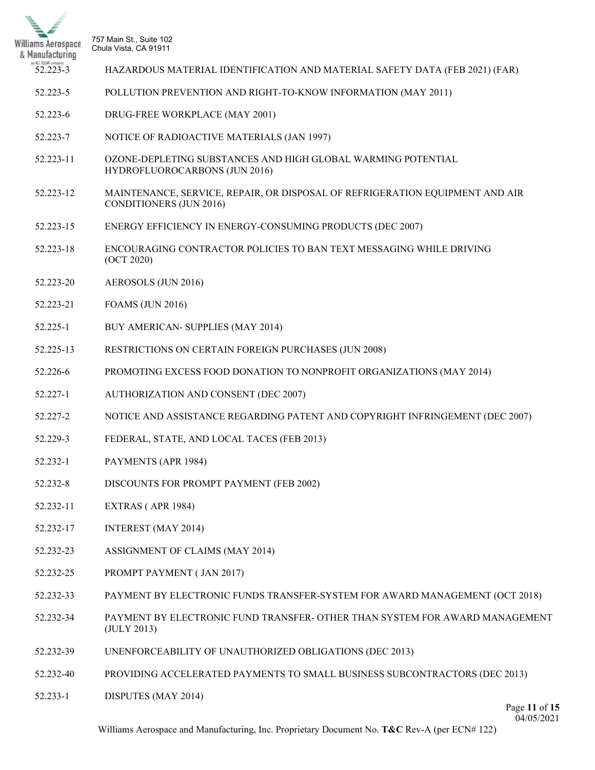52.223-3 HAZARDOUS MATERIAL IDENTIFICATION AND MATERIAL SAFETY DATA (FEB 2021) (FAR)

52.223-5 POLLUTION PREVENTION AND RIGHT-TO-KNOW INFORMATION (MAY 2011)

52.223-6 DRUG-FREE WORKPLACE (MAY 2001)

52.223-7 NOTICE OF RADIOACTIVE MATERIALS (JAN 1997)

52.223-11 OZONE-DEPLETING SUBSTANCES AND HIGH GLOBAL WARMING POTENTIAL HYDROFLUOROCARBONS (JUN 2016)

52.223-12 MAINTENANCE, SERVICE, REPAIR, OR DISPOSAL OF REFRIGERATION EQUIPMENT AND AIR CONDITIONERS (JUN 2016)

52.223-15 ENERGY EFFICIENCY IN ENERGY-CONSUMING PRODUCTS (DEC 2007)

52.223-18 ENCOURAGING CONTRACTOR POLICIES TO BAN TEXT MESSAGING WHILE DRIVING (OCT 2020)

52.223-20 AEROSOLS (JUN 2016)

52.223-21 FOAMS (JUN 2016)

52.225-1 BUY AMERICAN- SUPPLIES (MAY 2014)

52.225-13 RESTRICTIONS ON CERTAIN FOREIGN PURCHASES (JUN 2008)

52.226-6 PROMOTING EXCESS FOOD DONATION TO NONPROFIT ORGANIZATIONS (MAY 2014)

52.227-1 AUTHORIZATION AND CONSENT (DEC 2007)

52.227-2 NOTICE AND ASSISTANCE REGARDING PATENT AND COPYRIGHT INFRINGEMENT (DEC 2007)

52.229-3 FEDERAL, STATE, AND LOCAL TACES (FEB 2013)

52.232-1 PAYMENTS (APR 1984)

52.232-8 DISCOUNTS FOR PROMPT PAYMENT (FEB 2002)

52.232-11 EXTRAS ( APR 1984)

52.232-17 INTEREST (MAY 2014)

52.232-23 ASSIGNMENT OF CLAIMS (MAY 2014)

52.232-25 PROMPT PAYMENT ( JAN 2017)

52.232-33 PAYMENT BY ELECTRONIC FUNDS TRANSFER-SYSTEM FOR AWARD MANAGEMENT (OCT 2018)

52.232-34 PAYMENT BY ELECTRONIC FUND TRANSFER- OTHER THAN SYSTEM FOR AWARD MANAGEMENT (JULY 2013)

52.232-39 UNENFORCEABILITY OF UNAUTHORIZED OBLIGATIONS (DEC 2013)

52.232-40 PROVIDING ACCELERATED PAYMENTS TO SMALL BUSINESS SUBCONTRACTORS (DEC 2013)

52.233-1 DISPUTES (MAY 2014)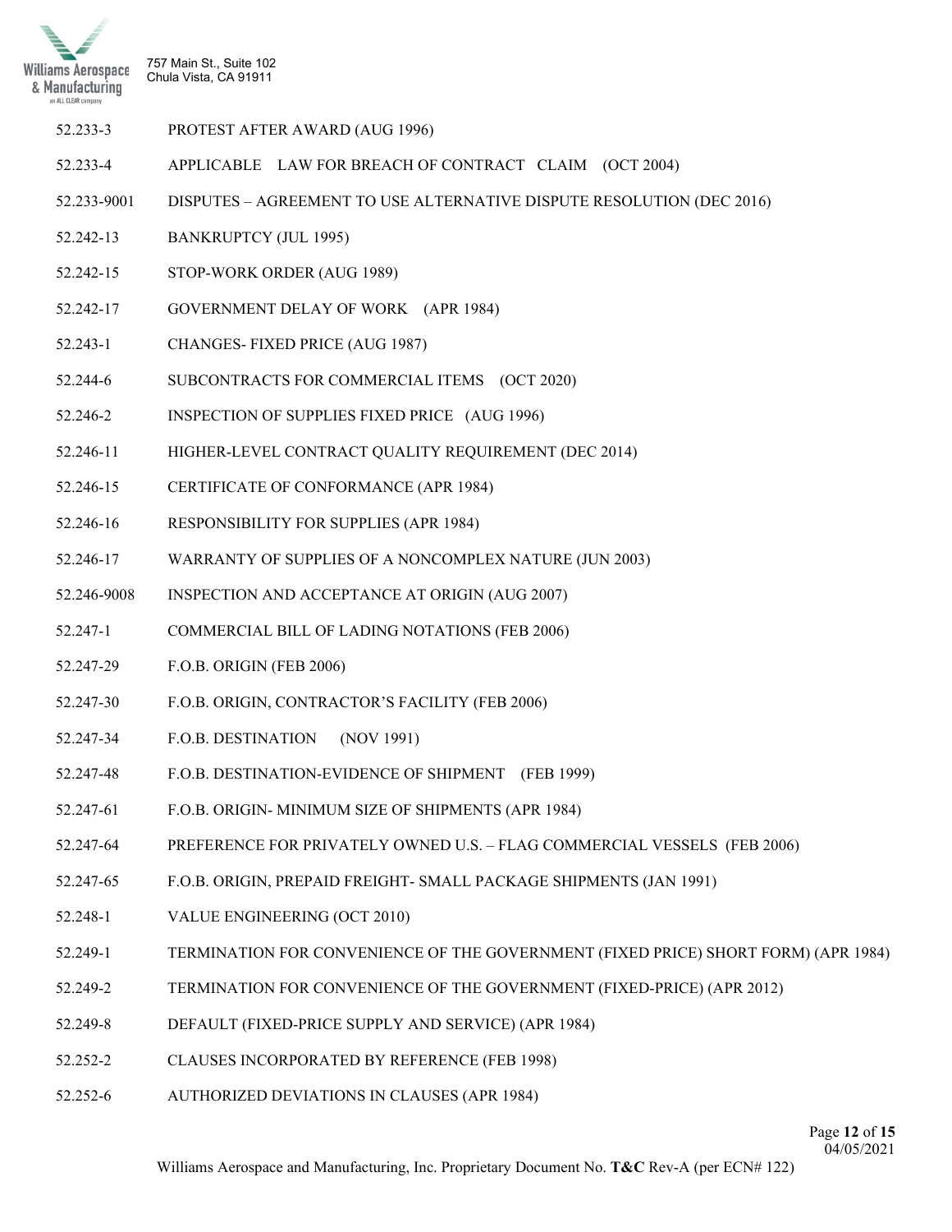| | |
|---|---|
| 52.233-3 | PROTEST AFTER AWARD (AUG 1996) |
| 52.233-4 | APPLICABLE LAW FOR BREACH OF CONTRACT CLAIM (OCT 2004) |
| 52.233-9001 | DISPUTES – AGREEMENT TO USE ALTERNATIVE DISPUTE RESOLUTION (DEC 2016) |
| 52.242-13 | BANKRUPTCY (JUL 1995) |
| 52.242-15 | STOP-WORK ORDER (AUG 1989) |
| 52.242-17 | GOVERNMENT DELAY OF WORK (APR 1984) |
| 52.243-1 | CHANGES- FIXED PRICE (AUG 1987) |
| 52.244-6 | SUBCONTRACTS FOR COMMERCIAL ITEMS (OCT 2020) |
| 52.246-2 | INSPECTION OF SUPPLIES FIXED PRICE (AUG 1996) |
| 52.246-11 | HIGHER-LEVEL CONTRACT QUALITY REQUIREMENT (DEC 2014) |
| 52.246-15 | CERTIFICATE OF CONFORMANCE (APR 1984) |
| 52.246-16 | RESPONSIBILITY FOR SUPPLIES (APR 1984) |
| 52.246-17 | WARRANTY OF SUPPLIES OF A NONCOMPLEX NATURE (JUN 2003) |
| 52.246-9008 | INSPECTION AND ACCEPTANCE AT ORIGIN (AUG 2007) |
| 52.247-1 | COMMERCIAL BILL OF LADING NOTATIONS (FEB 2006) |
| 52.247-29 | F.O.B. ORIGIN (FEB 2006) |
| 52.247-30 | F.O.B. ORIGIN, CONTRACTOR'S FACILITY (FEB 2006) |
| 52.247-34 | F.O.B. DESTINATION (NOV 1991) |
| 52.247-48 | F.O.B. DESTINATION-EVIDENCE OF SHIPMENT (FEB 1999) |
| 52.247-61 | F.O.B. ORIGIN- MINIMUM SIZE OF SHIPMENTS (APR 1984) |
| 52.247-64 | PREFERENCE FOR PRIVATELY OWNED U.S. – FLAG COMMERCIAL VESSELS (FEB 2006) |
| 52.247-65 | F.O.B. ORIGIN, PREPAID FREIGHT- SMALL PACKAGE SHIPMENTS (JAN 1991) |
| 52.248-1 | VALUE ENGINEERING (OCT 2010) |
| 52.249-1 | TERMINATION FOR CONVENIENCE OF THE GOVERNMENT (FIXED PRICE) SHORT FORM) (APR 1984) |
| 52.249-2 | TERMINATION FOR CONVENIENCE OF THE GOVERNMENT (FIXED-PRICE) (APR 2012) |
| 52.249-8 | DEFAULT (FIXED-PRICE SUPPLY AND SERVICE) (APR 1984) |
| 52.252-2 | CLAUSES INCORPORATED BY REFERENCE (FEB 1998) |
| 52.252-6 | AUTHORIZED DEVIATIONS IN CLAUSES (APR 1984) |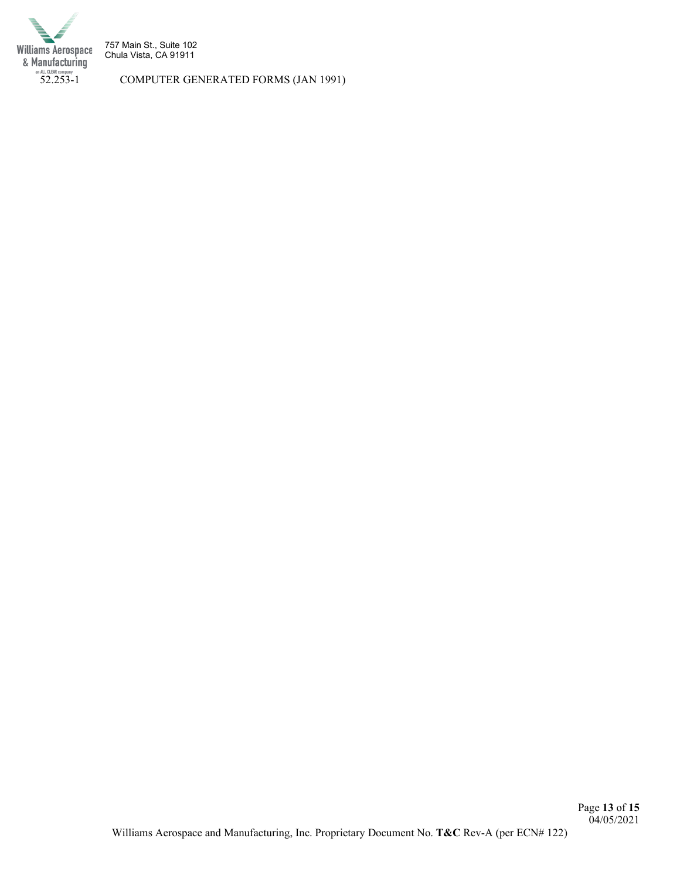52.253-1 COMPUTER GENERATED FORMS (JAN 1991)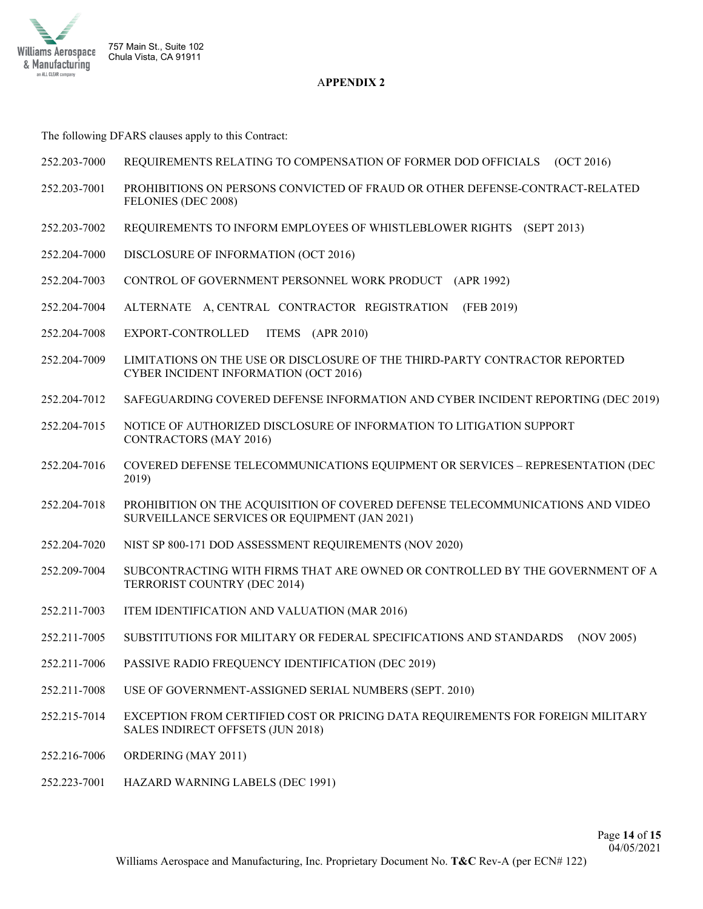757 Main St., Suite 102
Chula Vista, CA 91911

## APPENDIX 2

The following DFARS clauses apply to this Contract:

252.203-7000 REQUIREMENTS RELATING TO COMPENSATION OF FORMER DOD OFFICIALS (OCT 2016)

252.203-7001 PROHIBITIONS ON PERSONS CONVICTED OF FRAUD OR OTHER DEFENSE-CONTRACT-RELATED FELONIES (DEC 2008)

252.203-7002 REQUIREMENTS TO INFORM EMPLOYEES OF WHISTLEBLOWER RIGHTS (SEPT 2013)

252.204-7000 DISCLOSURE OF INFORMATION (OCT 2016)

252.204-7003 CONTROL OF GOVERNMENT PERSONNEL WORK PRODUCT (APR 1992)

252.204-7004 ALTERNATE A, CENTRAL CONTRACTOR REGISTRATION (FEB 2019)

252.204-7008 EXPORT-CONTROLLED ITEMS (APR 2010)

252.204-7009 LIMITATIONS ON THE USE OR DISCLOSURE OF THE THIRD-PARTY CONTRACTOR REPORTED CYBER INCIDENT INFORMATION (OCT 2016)

252.204-7012 SAFEGUARDING COVERED DEFENSE INFORMATION AND CYBER INCIDENT REPORTING (DEC 2019)

252.204-7015 NOTICE OF AUTHORIZED DISCLOSURE OF INFORMATION TO LITIGATION SUPPORT CONTRACTORS (MAY 2016)

252.204-7016 COVERED DEFENSE TELECOMMUNICATIONS EQUIPMENT OR SERVICES – REPRESENTATION (DEC 2019)

252.204-7018 PROHIBITION ON THE ACQUISITION OF COVERED DEFENSE TELECOMMUNICATIONS AND VIDEO SURVEILLANCE SERVICES OR EQUIPMENT (JAN 2021)

252.204-7020 NIST SP 800-171 DOD ASSESSMENT REQUIREMENTS (NOV 2020)

252.209-7004 SUBCONTRACTING WITH FIRMS THAT ARE OWNED OR CONTROLLED BY THE GOVERNMENT OF A TERRORIST COUNTRY (DEC 2014)

252.211-7003 ITEM IDENTIFICATION AND VALUATION (MAR 2016)

252.211-7005 SUBSTITUTIONS FOR MILITARY OR FEDERAL SPECIFICATIONS AND STANDARDS (NOV 2005)

252.211-7006 PASSIVE RADIO FREQUENCY IDENTIFICATION (DEC 2019)

252.211-7008 USE OF GOVERNMENT-ASSIGNED SERIAL NUMBERS (SEPT. 2010)

252.215-7014 EXCEPTION FROM CERTIFIED COST OR PRICING DATA REQUIREMENTS FOR FOREIGN MILITARY SALES INDIRECT OFFSETS (JUN 2018)

252.216-7006 ORDERING (MAY 2011)

252.223-7001 HAZARD WARNING LABELS (DEC 1991)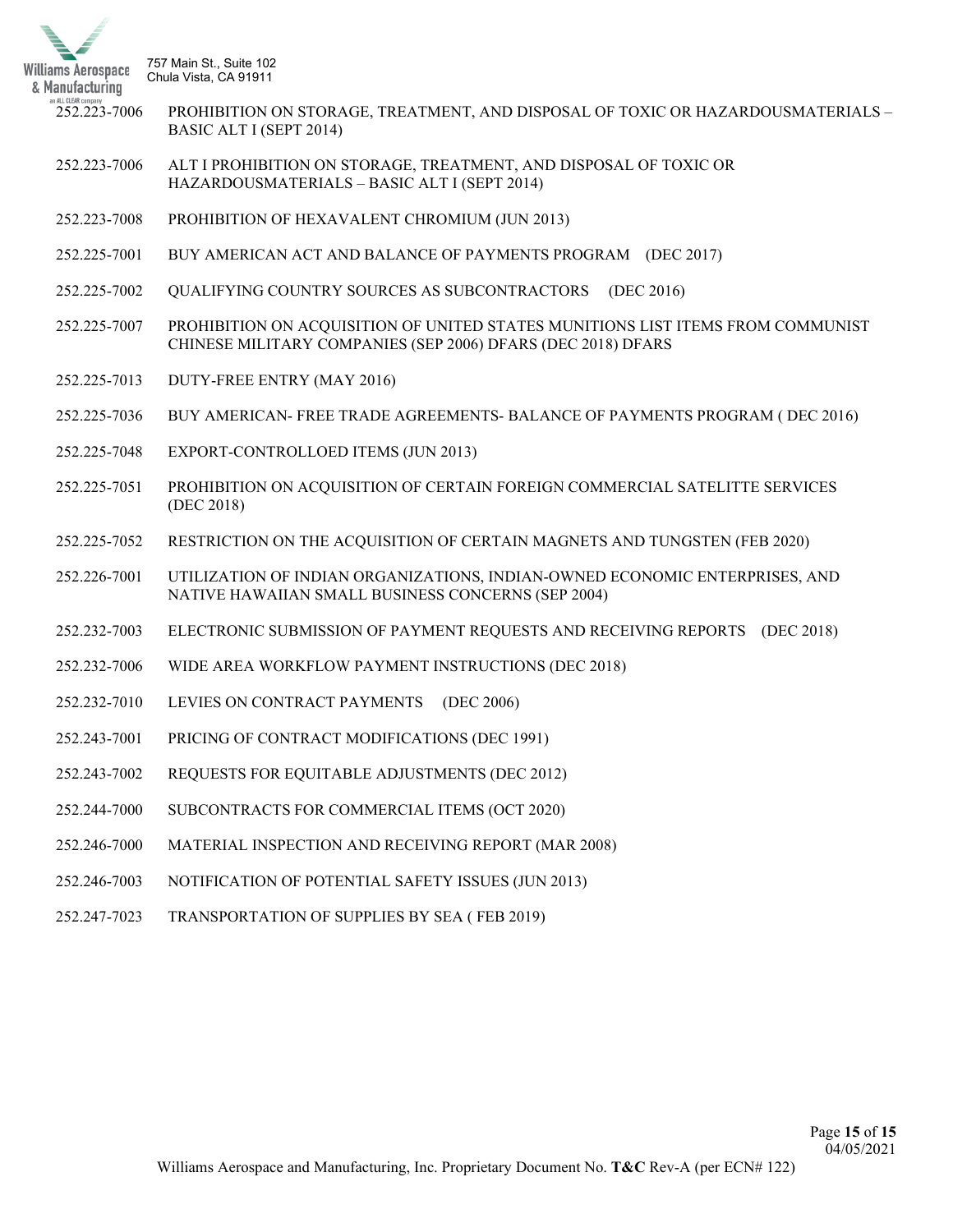| | |
|---|---|
| 252.223-7006 | PROHIBITION ON STORAGE, TREATMENT, AND DISPOSAL OF TOXIC OR HAZARDOUSMATERIALS – BASIC ALT I (SEPT 2014) |
| 252.223-7006 | ALT I PROHIBITION ON STORAGE, TREATMENT, AND DISPOSAL OF TOXIC OR HAZARDOUSMATERIALS – BASIC ALT I (SEPT 2014) |
| 252.223-7008 | PROHIBITION OF HEXAVALENT CHROMIUM (JUN 2013) |
| 252.225-7001 | BUY AMERICAN ACT AND BALANCE OF PAYMENTS PROGRAM (DEC 2017) |
| 252.225-7002 | QUALIFYING COUNTRY SOURCES AS SUBCONTRACTORS (DEC 2016) |
| 252.225-7007 | PROHIBITION ON ACQUISITION OF UNITED STATES MUNITIONS LIST ITEMS FROM COMMUNIST CHINESE MILITARY COMPANIES (SEP 2006) DFARS (DEC 2018) DFARS |
| 252.225-7013 | DUTY-FREE ENTRY (MAY 2016) |
| 252.225-7036 | BUY AMERICAN- FREE TRADE AGREEMENTS- BALANCE OF PAYMENTS PROGRAM ( DEC 2016) |
| 252.225-7048 | EXPORT-CONTROLLOED ITEMS (JUN 2013) |
| 252.225-7051 | PROHIBITION ON ACQUISITION OF CERTAIN FOREIGN COMMERCIAL SATELITTE SERVICES (DEC 2018) |
| 252.225-7052 | RESTRICTION ON THE ACQUISITION OF CERTAIN MAGNETS AND TUNGSTEN (FEB 2020) |
| 252.226-7001 | UTILIZATION OF INDIAN ORGANIZATIONS, INDIAN-OWNED ECONOMIC ENTERPRISES, AND NATIVE HAWAIIAN SMALL BUSINESS CONCERNS (SEP 2004) |
| 252.232-7003 | ELECTRONIC SUBMISSION OF PAYMENT REQUESTS AND RECEIVING REPORTS (DEC 2018) |
| 252.232-7006 | WIDE AREA WORKFLOW PAYMENT INSTRUCTIONS (DEC 2018) |
| 252.232-7010 | LEVIES ON CONTRACT PAYMENTS (DEC 2006) |
| 252.243-7001 | PRICING OF CONTRACT MODIFICATIONS (DEC 1991) |
| 252.243-7002 | REQUESTS FOR EQUITABLE ADJUSTMENTS (DEC 2012) |
| 252.244-7000 | SUBCONTRACTS FOR COMMERCIAL ITEMS (OCT 2020) |
| 252.246-7000 | MATERIAL INSPECTION AND RECEIVING REPORT (MAR 2008) |
| 252.246-7003 | NOTIFICATION OF POTENTIAL SAFETY ISSUES (JUN 2013) |
| 252.247-7023 | TRANSPORTATION OF SUPPLIES BY SEA ( FEB 2019) |